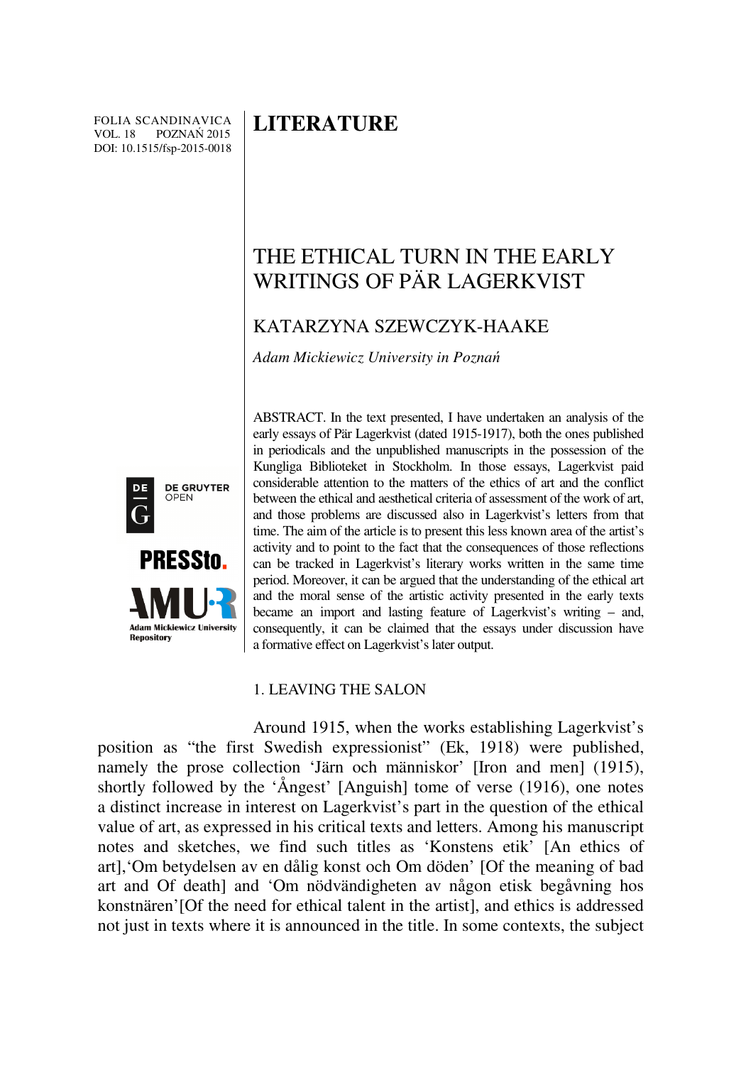FOLIA SCANDINAVICA
VOL. 18 POZNAŃ 2015
DOI: 10.1515/fsp-2015-0018

# LITERATURE

# THE ETHICAL TURN IN THE EARLY WRITINGS OF PÄR LAGERKVIST

## KATARZYNA SZEWCZYK-HAAKE

*Adam Mickiewicz University in Poznań*

ABSTRACT. In the text presented, I have undertaken an analysis of the early essays of Pär Lagerkvist (dated 1915-1917), both the ones published in periodicals and the unpublished manuscripts in the possession of the Kungliga Biblioteket in Stockholm. In those essays, Lagerkvist paid considerable attention to the matters of the ethics of art and the conflict between the ethical and aesthetical criteria of assessment of the work of art, and those problems are discussed also in Lagerkvist's letters from that time. The aim of the article is to present this less known area of the artist's activity and to point to the fact that the consequences of those reflections can be tracked in Lagerkvist's literary works written in the same time period. Moreover, it can be argued that the understanding of the ethical art and the moral sense of the artistic activity presented in the early texts became an import and lasting feature of Lagerkvist's writing – and, consequently, it can be claimed that the essays under discussion have a formative effect on Lagerkvist's later output.

## 1. LEAVING THE SALON

Around 1915, when the works establishing Lagerkvist's position as "the first Swedish expressionist" (Ek, 1918) were published, namely the prose collection 'Järn och människor' [Iron and men] (1915), shortly followed by the 'Ångest' [Anguish] tome of verse (1916), one notes a distinct increase in interest on Lagerkvist's part in the question of the ethical value of art, as expressed in his critical texts and letters. Among his manuscript notes and sketches, we find such titles as 'Konstens etik' [An ethics of art],'Om betydelsen av en dålig konst och Om döden' [Of the meaning of bad art and Of death] and 'Om nödvändigheten av någon etisk begåvning hos konstnären'[Of the need for ethical talent in the artist], and ethics is addressed not just in texts where it is announced in the title. In some contexts, the subject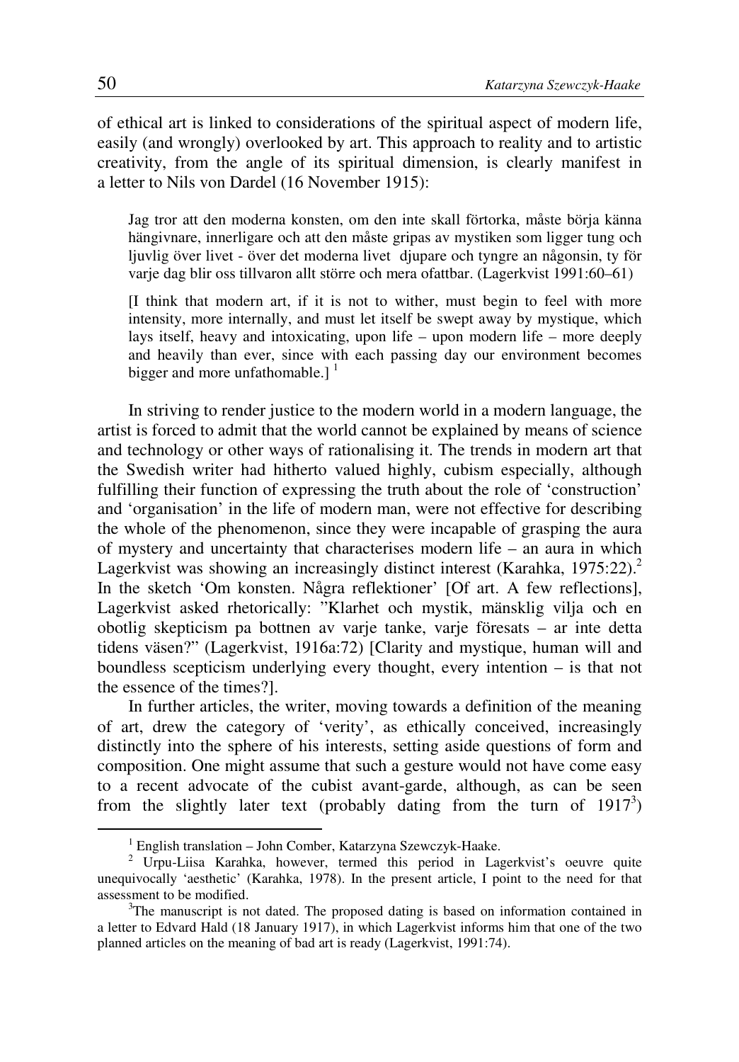of ethical art is linked to considerations of the spiritual aspect of modern life, easily (and wrongly) overlooked by art. This approach to reality and to artistic creativity, from the angle of its spiritual dimension, is clearly manifest in a letter to Nils von Dardel (16 November 1915):

> Jag tror att den moderna konsten, om den inte skall förtorka, måste börja känna hängivnare, innerligare och att den måste gripas av mystiken som ligger tung och ljuvlig över livet - över det moderna livet djupare och tyngre an någonsin, ty för varje dag blir oss tillvaron allt större och mera ofattbar. (Lagerkvist 1991:60–61)
>
> [I think that modern art, if it is not to wither, must begin to feel with more intensity, more internally, and must let itself be swept away by mystique, which lays itself, heavy and intoxicating, upon life – upon modern life – more deeply and heavily than ever, since with each passing day our environment becomes bigger and more unfathomable.] [1]

In striving to render justice to the modern world in a modern language, the artist is forced to admit that the world cannot be explained by means of science and technology or other ways of rationalising it. The trends in modern art that the Swedish writer had hitherto valued highly, cubism especially, although fulfilling their function of expressing the truth about the role of 'construction' and 'organisation' in the life of modern man, were not effective for describing the whole of the phenomenon, since they were incapable of grasping the aura of mystery and uncertainty that characterises modern life – an aura in which Lagerkvist was showing an increasingly distinct interest (Karahka, 1975:22).[2] In the sketch 'Om konsten. Några reflektioner' [Of art. A few reflections], Lagerkvist asked rhetorically: "Klarhet och mystik, mänsklig vilja och en obotlig skepticism pa bottnen av varje tanke, varje föresats – ar inte detta tidens väsen?" (Lagerkvist, 1916a:72) [Clarity and mystique, human will and boundless scepticism underlying every thought, every intention – is that not the essence of the times?].

In further articles, the writer, moving towards a definition of the meaning of art, drew the category of 'verity', as ethically conceived, increasingly distinctly into the sphere of his interests, setting aside questions of form and composition. One might assume that such a gesture would not have come easy to a recent advocate of the cubist avant-garde, although, as can be seen from the slightly later text (probably dating from the turn of 1917[3])

---

[1] English translation – John Comber, Katarzyna Szewczyk-Haake.

[2] Urpu-Liisa Karahka, however, termed this period in Lagerkvist's oeuvre quite unequivocally 'aesthetic' (Karahka, 1978). In the present article, I point to the need for that assessment to be modified.

[3] The manuscript is not dated. The proposed dating is based on information contained in a letter to Edvard Hald (18 January 1917), in which Lagerkvist informs him that one of the two planned articles on the meaning of bad art is ready (Lagerkvist, 1991:74).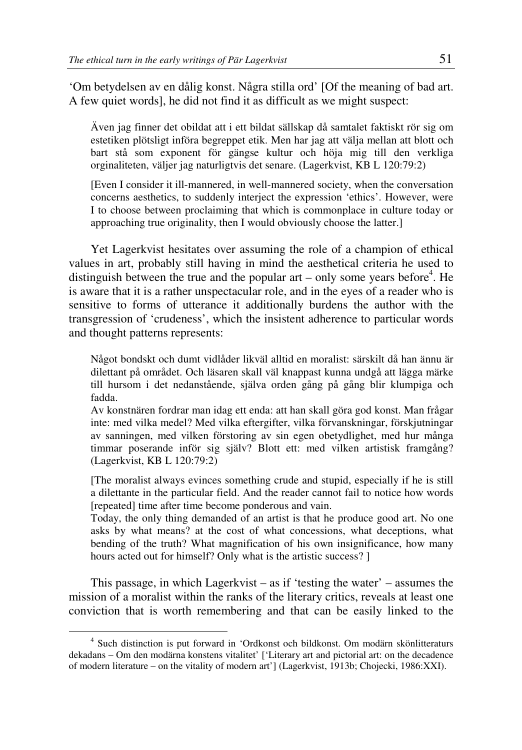'Om betydelsen av en dålig konst. Några stilla ord' [Of the meaning of bad art. A few quiet words], he did not find it as difficult as we might suspect:

> Även jag finner det obildat att i ett bildat sällskap då samtalet faktiskt rör sig om estetiken plötsligt införa begreppet etik. Men har jag att välja mellan att blott och bart stå som exponent för gängse kultur och höja mig till den verkliga orginaliteten, väljer jag naturligtvis det senare. (Lagerkvist, KB L 120:79:2)
>
> [Even I consider it ill-mannered, in well-mannered society, when the conversation concerns aesthetics, to suddenly interject the expression 'ethics'. However, were I to choose between proclaiming that which is commonplace in culture today or approaching true originality, then I would obviously choose the latter.]

Yet Lagerkvist hesitates over assuming the role of a champion of ethical values in art, probably still having in mind the aesthetical criteria he used to distinguish between the true and the popular art – only some years before[4]. He is aware that it is a rather unspectacular role, and in the eyes of a reader who is sensitive to forms of utterance it additionally burdens the author with the transgression of 'crudeness', which the insistent adherence to particular words and thought patterns represents:

> Något bondskt och dumt vidlåder likväl alltid en moralist: särskilt då han ännu är dilettant på området. Och läsaren skall väl knappast kunna undgå att lägga märke till hursom i det nedanstående, själva orden gång på gång blir klumpiga och fadda.
> Av konstnären fordrar man idag ett enda: att han skall göra god konst. Man frågar inte: med vilka medel? Med vilka eftergifter, vilka förvanskningar, förskjutningar av sanningen, med vilken förstoring av sin egen obetydlighet, med hur många timmar poserande inför sig själv? Blott ett: med vilken artistisk framgång? (Lagerkvist, KB L 120:79:2)
>
> [The moralist always evinces something crude and stupid, especially if he is still a dilettante in the particular field. And the reader cannot fail to notice how words [repeated] time after time become ponderous and vain.
> Today, the only thing demanded of an artist is that he produce good art. No one asks by what means? at the cost of what concessions, what deceptions, what bending of the truth? What magnification of his own insignificance, how many hours acted out for himself? Only what is the artistic success? ]

This passage, in which Lagerkvist – as if 'testing the water' – assumes the mission of a moralist within the ranks of the literary critics, reveals at least one conviction that is worth remembering and that can be easily linked to the

---

[4] Such distinction is put forward in 'Ordkonst och bildkonst. Om modärn skönlitteraturs dekadans – Om den modärna konstens vitalitet' ['Literary art and pictorial art: on the decadence of modern literature – on the vitality of modern art'] (Lagerkvist, 1913b; Chojecki, 1986:XXI).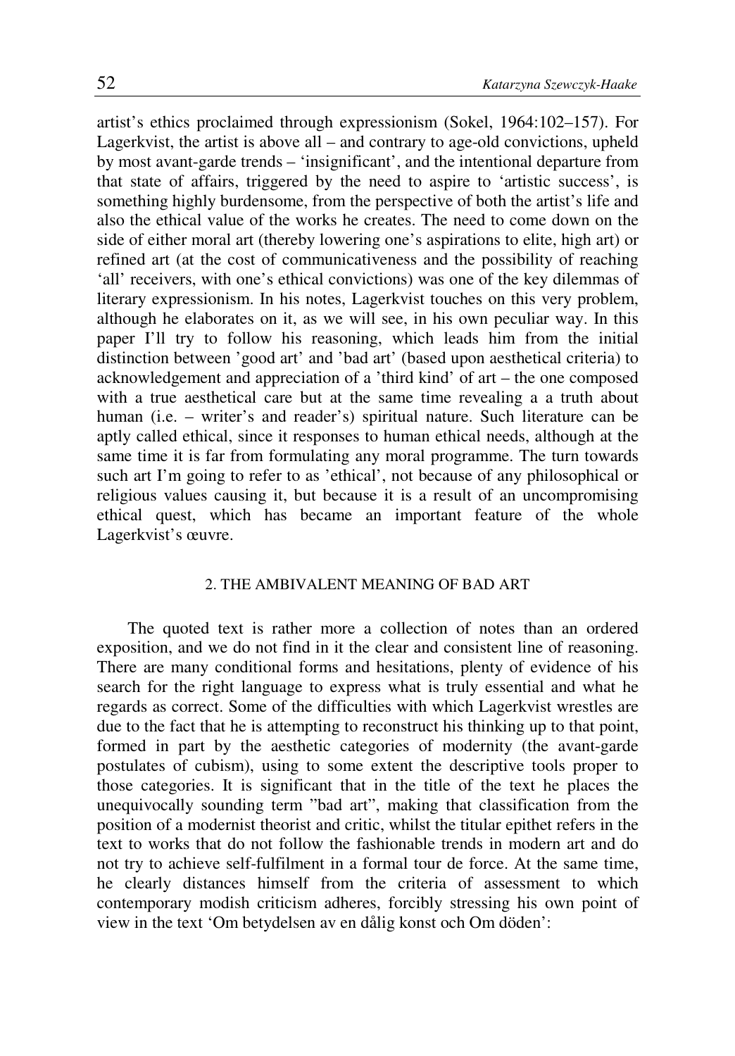artist's ethics proclaimed through expressionism (Sokel, 1964:102–157). For Lagerkvist, the artist is above all – and contrary to age-old convictions, upheld by most avant-garde trends – 'insignificant', and the intentional departure from that state of affairs, triggered by the need to aspire to 'artistic success', is something highly burdensome, from the perspective of both the artist's life and also the ethical value of the works he creates. The need to come down on the side of either moral art (thereby lowering one's aspirations to elite, high art) or refined art (at the cost of communicativeness and the possibility of reaching 'all' receivers, with one's ethical convictions) was one of the key dilemmas of literary expressionism. In his notes, Lagerkvist touches on this very problem, although he elaborates on it, as we will see, in his own peculiar way. In this paper I'll try to follow his reasoning, which leads him from the initial distinction between 'good art' and 'bad art' (based upon aesthetical criteria) to acknowledgement and appreciation of a 'third kind' of art – the one composed with a true aesthetical care but at the same time revealing a a truth about human (i.e. – writer's and reader's) spiritual nature. Such literature can be aptly called ethical, since it responses to human ethical needs, although at the same time it is far from formulating any moral programme. The turn towards such art I'm going to refer to as 'ethical', not because of any philosophical or religious values causing it, but because it is a result of an uncompromising ethical quest, which has became an important feature of the whole Lagerkvist's œuvre.

## 2. THE AMBIVALENT MEANING OF BAD ART

The quoted text is rather more a collection of notes than an ordered exposition, and we do not find in it the clear and consistent line of reasoning. There are many conditional forms and hesitations, plenty of evidence of his search for the right language to express what is truly essential and what he regards as correct. Some of the difficulties with which Lagerkvist wrestles are due to the fact that he is attempting to reconstruct his thinking up to that point, formed in part by the aesthetic categories of modernity (the avant-garde postulates of cubism), using to some extent the descriptive tools proper to those categories. It is significant that in the title of the text he places the unequivocally sounding term "bad art", making that classification from the position of a modernist theorist and critic, whilst the titular epithet refers in the text to works that do not follow the fashionable trends in modern art and do not try to achieve self-fulfilment in a formal tour de force. At the same time, he clearly distances himself from the criteria of assessment to which contemporary modish criticism adheres, forcibly stressing his own point of view in the text 'Om betydelsen av en dålig konst och Om döden':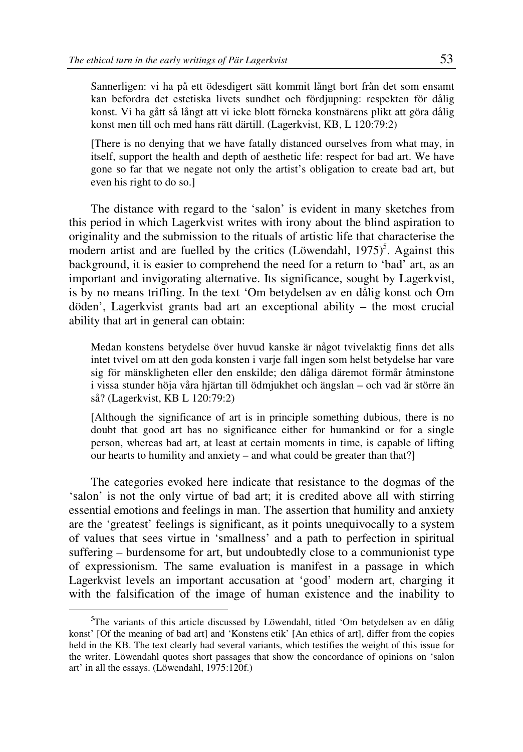Sannerligen: vi ha på ett ödesdigert sätt kommit långt bort från det som ensamt kan befordra det estetiska livets sundhet och fördjupning: respekten för dålig konst. Vi ha gått så långt att vi icke blott förneka konstnärens plikt att göra dålig konst men till och med hans rätt därtill. (Lagerkvist, KB, L 120:79:2)

[There is no denying that we have fatally distanced ourselves from what may, in itself, support the health and depth of aesthetic life: respect for bad art. We have gone so far that we negate not only the artist's obligation to create bad art, but even his right to do so.]

The distance with regard to the 'salon' is evident in many sketches from this period in which Lagerkvist writes with irony about the blind aspiration to originality and the submission to the rituals of artistic life that characterise the modern artist and are fuelled by the critics (Löwendahl, 1975)[5]. Against this background, it is easier to comprehend the need for a return to 'bad' art, as an important and invigorating alternative. Its significance, sought by Lagerkvist, is by no means trifling. In the text 'Om betydelsen av en dålig konst och Om döden', Lagerkvist grants bad art an exceptional ability – the most crucial ability that art in general can obtain:

Medan konstens betydelse över huvud kanske är något tvivelaktig finns det alls intet tvivel om att den goda konsten i varje fall ingen som helst betydelse har vare sig för mänskligheten eller den enskilde; den dåliga däremot förmår åtminstone i vissa stunder höja våra hjärtan till ödmjukhet och ängslan – och vad är större än så? (Lagerkvist, KB L 120:79:2)

[Although the significance of art is in principle something dubious, there is no doubt that good art has no significance either for humankind or for a single person, whereas bad art, at least at certain moments in time, is capable of lifting our hearts to humility and anxiety – and what could be greater than that?]

The categories evoked here indicate that resistance to the dogmas of the 'salon' is not the only virtue of bad art; it is credited above all with stirring essential emotions and feelings in man. The assertion that humility and anxiety are the 'greatest' feelings is significant, as it points unequivocally to a system of values that sees virtue in 'smallness' and a path to perfection in spiritual suffering – burdensome for art, but undoubtedly close to a communionist type of expressionism. The same evaluation is manifest in a passage in which Lagerkvist levels an important accusation at 'good' modern art, charging it with the falsification of the image of human existence and the inability to

[5]The variants of this article discussed by Löwendahl, titled 'Om betydelsen av en dålig konst' [Of the meaning of bad art] and 'Konstens etik' [An ethics of art], differ from the copies held in the KB. The text clearly had several variants, which testifies the weight of this issue for the writer. Löwendahl quotes short passages that show the concordance of opinions on 'salon art' in all the essays. (Löwendahl, 1975:120f.)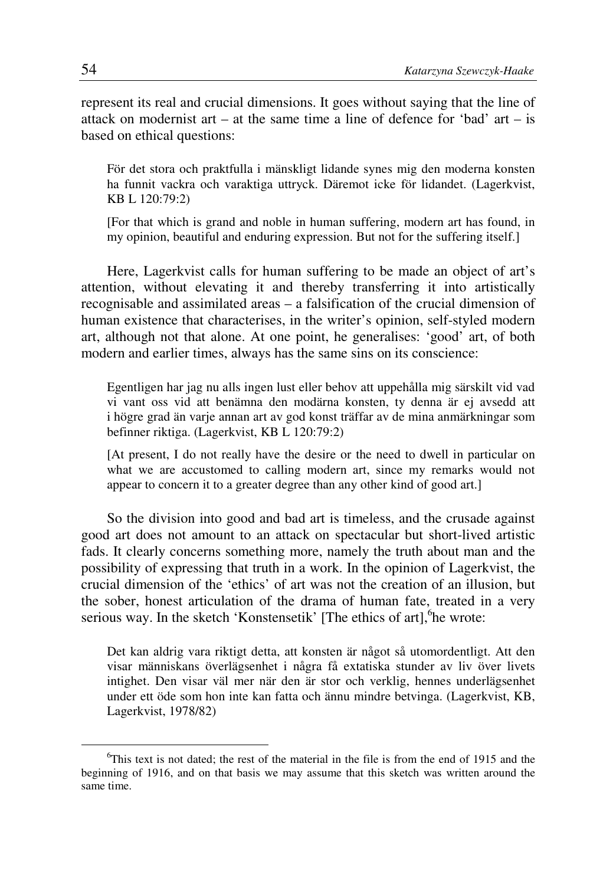represent its real and crucial dimensions. It goes without saying that the line of attack on modernist art – at the same time a line of defence for 'bad' art – is based on ethical questions:

> För det stora och praktfulla i mänskligt lidande synes mig den moderna konsten ha funnit vackra och varaktiga uttryck. Däremot icke för lidandet. (Lagerkvist, KB L 120:79:2)
>
> [For that which is grand and noble in human suffering, modern art has found, in my opinion, beautiful and enduring expression. But not for the suffering itself.]

Here, Lagerkvist calls for human suffering to be made an object of art's attention, without elevating it and thereby transferring it into artistically recognisable and assimilated areas – a falsification of the crucial dimension of human existence that characterises, in the writer's opinion, self-styled modern art, although not that alone. At one point, he generalises: 'good' art, of both modern and earlier times, always has the same sins on its conscience:

> Egentligen har jag nu alls ingen lust eller behov att uppehålla mig särskilt vid vad vi vant oss vid att benämna den modärna konsten, ty denna är ej avsedd att i högre grad än varje annan art av god konst träffar av de mina anmärkningar som befinner riktiga. (Lagerkvist, KB L 120:79:2)
>
> [At present, I do not really have the desire or the need to dwell in particular on what we are accustomed to calling modern art, since my remarks would not appear to concern it to a greater degree than any other kind of good art.]

So the division into good and bad art is timeless, and the crusade against good art does not amount to an attack on spectacular but short-lived artistic fads. It clearly concerns something more, namely the truth about man and the possibility of expressing that truth in a work. In the opinion of Lagerkvist, the crucial dimension of the 'ethics' of art was not the creation of an illusion, but the sober, honest articulation of the drama of human fate, treated in a very serious way. In the sketch 'Konstensetik' [The ethics of art],[6] he wrote:

> Det kan aldrig vara riktigt detta, att konsten är något så utomordentligt. Att den visar människans överlägsenhet i några få extatiska stunder av liv över livets intighet. Den visar väl mer när den är stor och verklig, hennes underlägsenhet under ett öde som hon inte kan fatta och ännu mindre betvinga. (Lagerkvist, KB, Lagerkvist, 1978/82)

[6] This text is not dated; the rest of the material in the file is from the end of 1915 and the beginning of 1916, and on that basis we may assume that this sketch was written around the same time.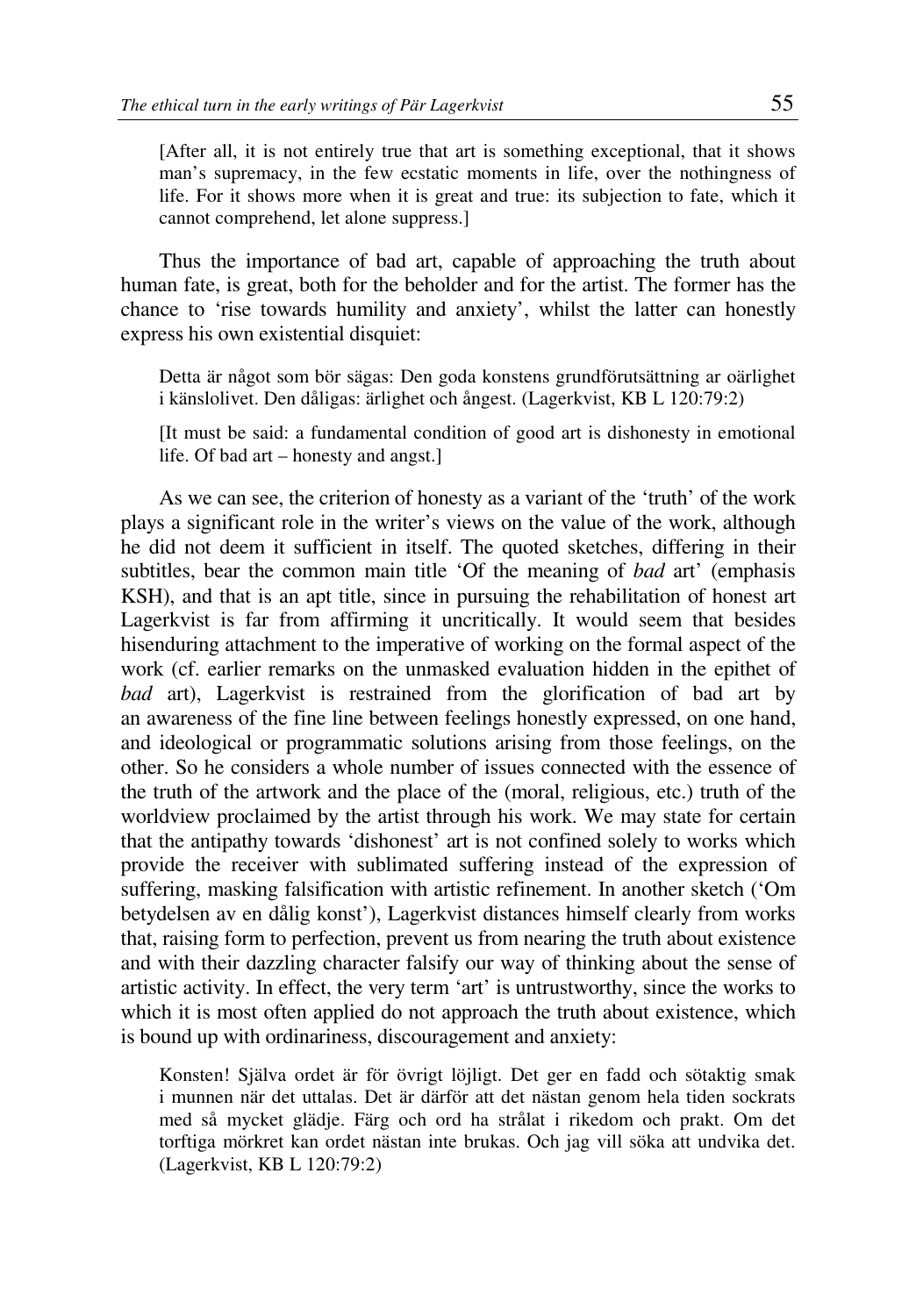[After all, it is not entirely true that art is something exceptional, that it shows man's supremacy, in the few ecstatic moments in life, over the nothingness of life. For it shows more when it is great and true: its subjection to fate, which it cannot comprehend, let alone suppress.]

Thus the importance of bad art, capable of approaching the truth about human fate, is great, both for the beholder and for the artist. The former has the chance to 'rise towards humility and anxiety', whilst the latter can honestly express his own existential disquiet:

> Detta är något som bör sägas: Den goda konstens grundförutsättning ar oärlighet i känslolivet. Den dåligas: ärlighet och ångest. (Lagerkvist, KB L 120:79:2)
>
> [It must be said: a fundamental condition of good art is dishonesty in emotional life. Of bad art – honesty and angst.]

As we can see, the criterion of honesty as a variant of the 'truth' of the work plays a significant role in the writer's views on the value of the work, although he did not deem it sufficient in itself. The quoted sketches, differing in their subtitles, bear the common main title 'Of the meaning of *bad* art' (emphasis KSH), and that is an apt title, since in pursuing the rehabilitation of honest art Lagerkvist is far from affirming it uncritically. It would seem that besides hisenduring attachment to the imperative of working on the formal aspect of the work (cf. earlier remarks on the unmasked evaluation hidden in the epithet of *bad* art), Lagerkvist is restrained from the glorification of bad art by an awareness of the fine line between feelings honestly expressed, on one hand, and ideological or programmatic solutions arising from those feelings, on the other. So he considers a whole number of issues connected with the essence of the truth of the artwork and the place of the (moral, religious, etc.) truth of the worldview proclaimed by the artist through his work. We may state for certain that the antipathy towards 'dishonest' art is not confined solely to works which provide the receiver with sublimated suffering instead of the expression of suffering, masking falsification with artistic refinement. In another sketch ('Om betydelsen av en dålig konst'), Lagerkvist distances himself clearly from works that, raising form to perfection, prevent us from nearing the truth about existence and with their dazzling character falsify our way of thinking about the sense of artistic activity. In effect, the very term 'art' is untrustworthy, since the works to which it is most often applied do not approach the truth about existence, which is bound up with ordinariness, discouragement and anxiety:

> Konsten! Själva ordet är för övrigt löjligt. Det ger en fadd och sötaktig smak i munnen när det uttalas. Det är därför att det nästan genom hela tiden sockrats med så mycket glädje. Färg och ord ha strålat i rikedom och prakt. Om det torftiga mörkret kan ordet nästan inte brukas. Och jag vill söka att undvika det. (Lagerkvist, KB L 120:79:2)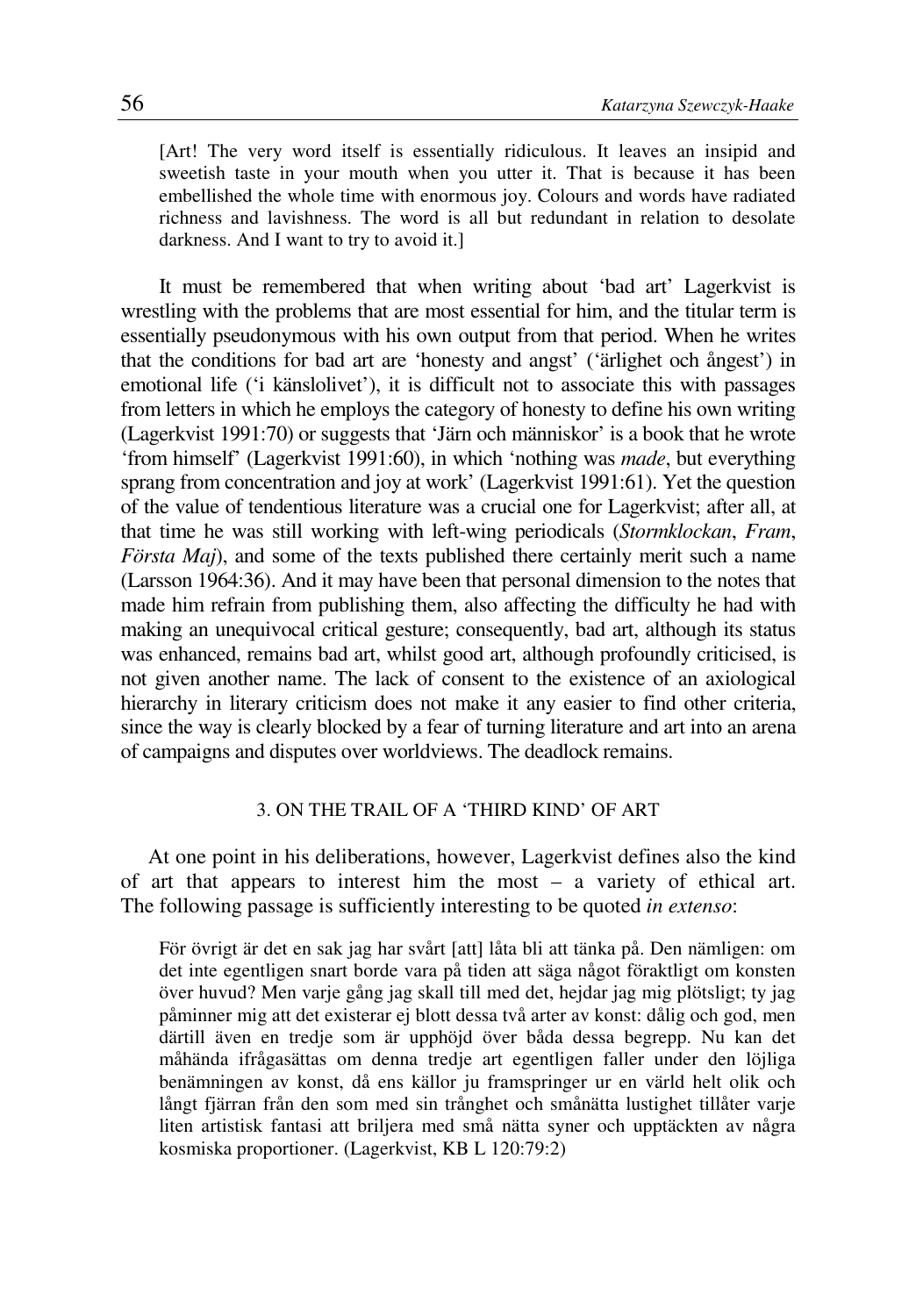[Art! The very word itself is essentially ridiculous. It leaves an insipid and sweetish taste in your mouth when you utter it. That is because it has been embellished the whole time with enormous joy. Colours and words have radiated richness and lavishness. The word is all but redundant in relation to desolate darkness. And I want to try to avoid it.]

It must be remembered that when writing about 'bad art' Lagerkvist is wrestling with the problems that are most essential for him, and the titular term is essentially pseudonymous with his own output from that period. When he writes that the conditions for bad art are 'honesty and angst' ('ärlighet och ångest') in emotional life ('i känslolivet'), it is difficult not to associate this with passages from letters in which he employs the category of honesty to define his own writing (Lagerkvist 1991:70) or suggests that 'Järn och människor' is a book that he wrote 'from himself' (Lagerkvist 1991:60), in which 'nothing was *made*, but everything sprang from concentration and joy at work' (Lagerkvist 1991:61). Yet the question of the value of tendentious literature was a crucial one for Lagerkvist; after all, at that time he was still working with left-wing periodicals (*Stormklockan*, *Fram*, *Första Maj*), and some of the texts published there certainly merit such a name (Larsson 1964:36). And it may have been that personal dimension to the notes that made him refrain from publishing them, also affecting the difficulty he had with making an unequivocal critical gesture; consequently, bad art, although its status was enhanced, remains bad art, whilst good art, although profoundly criticised, is not given another name. The lack of consent to the existence of an axiological hierarchy in literary criticism does not make it any easier to find other criteria, since the way is clearly blocked by a fear of turning literature and art into an arena of campaigns and disputes over worldviews. The deadlock remains.

## 3. ON THE TRAIL OF A 'THIRD KIND' OF ART

At one point in his deliberations, however, Lagerkvist defines also the kind of art that appears to interest him the most – a variety of ethical art. The following passage is sufficiently interesting to be quoted *in extenso*:

> För övrigt är det en sak jag har svårt [att] låta bli att tänka på. Den nämligen: om det inte egentligen snart borde vara på tiden att säga något föraktligt om konsten över huvud? Men varje gång jag skall till med det, hejdar jag mig plötsligt; ty jag påminner mig att det existerar ej blott dessa två arter av konst: dålig och god, men därtill även en tredje som är upphöjd över båda dessa begrepp. Nu kan det måhända ifrågasättas om denna tredje art egentligen faller under den löjliga benämningen av konst, då ens källor ju framspringer ur en värld helt olik och långt fjärran från den som med sin trånghet och smånätta lustighet tillåter varje liten artistisk fantasi att briljera med små nätta syner och upptäckten av några kosmiska proportioner. (Lagerkvist, KB L 120:79:2)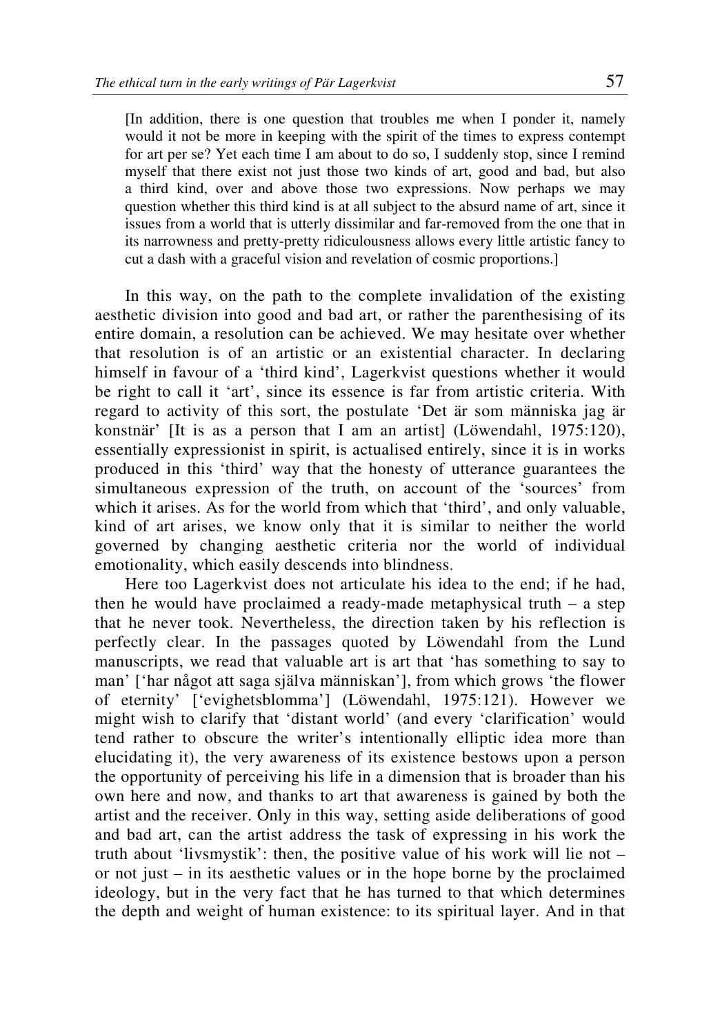[In addition, there is one question that troubles me when I ponder it, namely would it not be more in keeping with the spirit of the times to express contempt for art per se? Yet each time I am about to do so, I suddenly stop, since I remind myself that there exist not just those two kinds of art, good and bad, but also a third kind, over and above those two expressions. Now perhaps we may question whether this third kind is at all subject to the absurd name of art, since it issues from a world that is utterly dissimilar and far-removed from the one that in its narrowness and pretty-pretty ridiculousness allows every little artistic fancy to cut a dash with a graceful vision and revelation of cosmic proportions.]

In this way, on the path to the complete invalidation of the existing aesthetic division into good and bad art, or rather the parenthesising of its entire domain, a resolution can be achieved. We may hesitate over whether that resolution is of an artistic or an existential character. In declaring himself in favour of a 'third kind', Lagerkvist questions whether it would be right to call it 'art', since its essence is far from artistic criteria. With regard to activity of this sort, the postulate 'Det är som människa jag är konstnär' [It is as a person that I am an artist] (Löwendahl, 1975:120), essentially expressionist in spirit, is actualised entirely, since it is in works produced in this 'third' way that the honesty of utterance guarantees the simultaneous expression of the truth, on account of the 'sources' from which it arises. As for the world from which that 'third', and only valuable, kind of art arises, we know only that it is similar to neither the world governed by changing aesthetic criteria nor the world of individual emotionality, which easily descends into blindness.

Here too Lagerkvist does not articulate his idea to the end; if he had, then he would have proclaimed a ready-made metaphysical truth – a step that he never took. Nevertheless, the direction taken by his reflection is perfectly clear. In the passages quoted by Löwendahl from the Lund manuscripts, we read that valuable art is art that 'has something to say to man' ['har något att saga själva människan'], from which grows 'the flower of eternity' ['evighetsblomma'] (Löwendahl, 1975:121). However we might wish to clarify that 'distant world' (and every 'clarification' would tend rather to obscure the writer's intentionally elliptic idea more than elucidating it), the very awareness of its existence bestows upon a person the opportunity of perceiving his life in a dimension that is broader than his own here and now, and thanks to art that awareness is gained by both the artist and the receiver. Only in this way, setting aside deliberations of good and bad art, can the artist address the task of expressing in his work the truth about 'livsmystik': then, the positive value of his work will lie not – or not just – in its aesthetic values or in the hope borne by the proclaimed ideology, but in the very fact that he has turned to that which determines the depth and weight of human existence: to its spiritual layer. And in that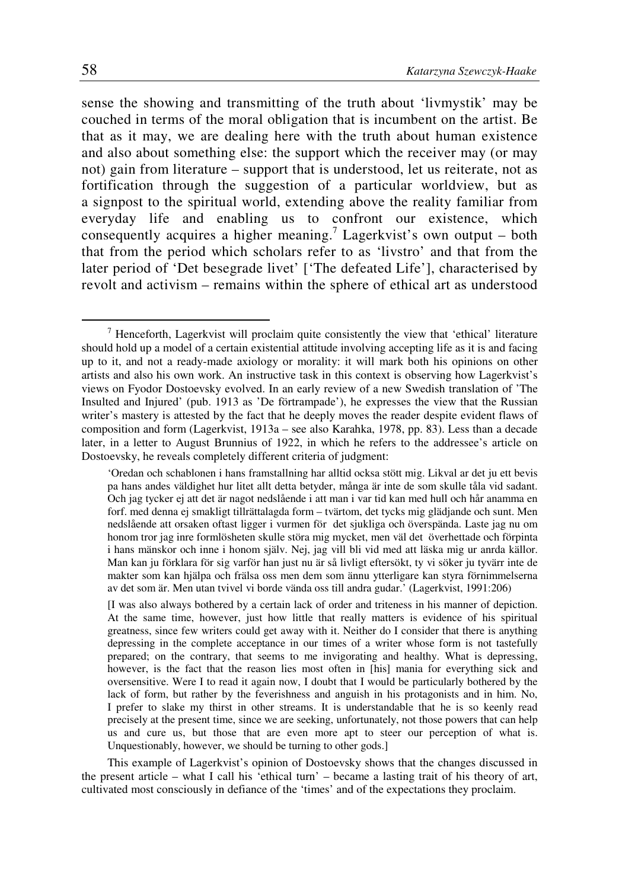sense the showing and transmitting of the truth about 'livmystik' may be couched in terms of the moral obligation that is incumbent on the artist. Be that as it may, we are dealing here with the truth about human existence and also about something else: the support which the receiver may (or may not) gain from literature – support that is understood, let us reiterate, not as fortification through the suggestion of a particular worldview, but as a signpost to the spiritual world, extending above the reality familiar from everyday life and enabling us to confront our existence, which consequently acquires a higher meaning.[7] Lagerkvist's own output – both that from the period which scholars refer to as 'livstro' and that from the later period of 'Det besegrade livet' ['The defeated Life'], characterised by revolt and activism – remains within the sphere of ethical art as understood

---

[7] Henceforth, Lagerkvist will proclaim quite consistently the view that 'ethical' literature should hold up a model of a certain existential attitude involving accepting life as it is and facing up to it, and not a ready-made axiology or morality: it will mark both his opinions on other artists and also his own work. An instructive task in this context is observing how Lagerkvist's views on Fyodor Dostoevsky evolved. In an early review of a new Swedish translation of 'The Insulted and Injured' (pub. 1913 as 'De förtrampade'), he expresses the view that the Russian writer's mastery is attested by the fact that he deeply moves the reader despite evident flaws of composition and form (Lagerkvist, 1913a – see also Karahka, 1978, pp. 83). Less than a decade later, in a letter to August Brunnius of 1922, in which he refers to the addressee's article on Dostoevsky, he reveals completely different criteria of judgment:

> 'Oredan och schablonen i hans framstallning har alltid också stött mig. Likval ar det ju ett bevis pa hans andes väldighet hur litet allt detta betyder, många är inte de som skulle tåla vid sadant. Och jag tycker ej att det är nagot nedslående i att man i var tid kan med hull och hår anamma en forf. med denna ej smakligt tillrättalagda form – tvärtom, det tycks mig glädjande och sunt. Men nedslående att orsaken oftast ligger i vurmen för det sjukliga och överspända. Laste jag nu om honom tror jag inre formlösheten skulle störa mig mycket, men väl det överhettade och förpinta i hans mänskor och inne i honom själv. Nej, jag vill bli vid med att läska mig ur anrda källor. Man kan ju förklara för sig varför han just nu är så livligt eftersökt, ty vi söker ju tyvärr inte de makter som kan hjälpa och frälsa oss men dem som ännu ytterligare kan styra förnimmelserna av det som är. Men utan tvivel vi borde vända oss till andra gudar.' (Lagerkvist, 1991:206)
>
> [I was also always bothered by a certain lack of order and triteness in his manner of depiction. At the same time, however, just how little that really matters is evidence of his spiritual greatness, since few writers could get away with it. Neither do I consider that there is anything depressing in the complete acceptance in our times of a writer whose form is not tastefully prepared; on the contrary, that seems to me invigorating and healthy. What is depressing, however, is the fact that the reason lies most often in [his] mania for everything sick and oversensitive. Were I to read it again now, I doubt that I would be particularly bothered by the lack of form, but rather by the feverishness and anguish in his protagonists and in him. No, I prefer to slake my thirst in other streams. It is understandable that he is so keenly read precisely at the present time, since we are seeking, unfortunately, not those powers that can help us and cure us, but those that are even more apt to steer our perception of what is. Unquestionably, however, we should be turning to other gods.]

This example of Lagerkvist's opinion of Dostoevsky shows that the changes discussed in the present article – what I call his 'ethical turn' – became a lasting trait of his theory of art, cultivated most consciously in defiance of the 'times' and of the expectations they proclaim.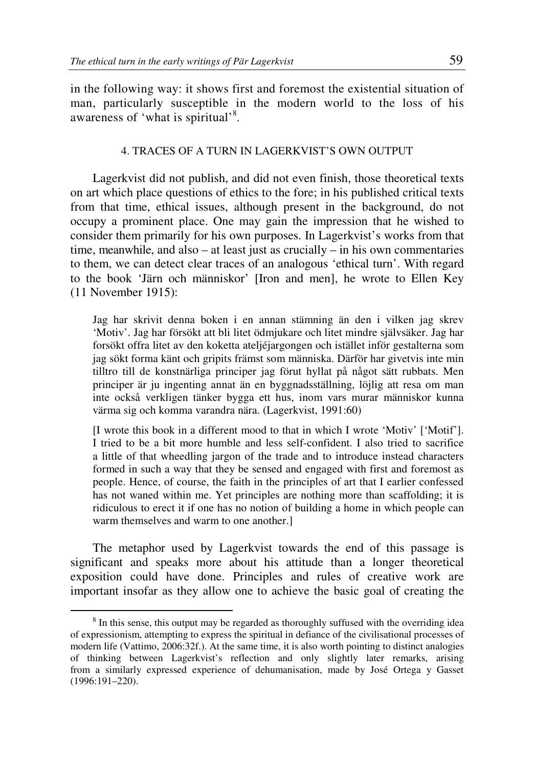in the following way: it shows first and foremost the existential situation of man, particularly susceptible in the modern world to the loss of his awareness of 'what is spiritual'[8].

## 4. TRACES OF A TURN IN LAGERKVIST'S OWN OUTPUT

Lagerkvist did not publish, and did not even finish, those theoretical texts on art which place questions of ethics to the fore; in his published critical texts from that time, ethical issues, although present in the background, do not occupy a prominent place. One may gain the impression that he wished to consider them primarily for his own purposes. In Lagerkvist's works from that time, meanwhile, and also – at least just as crucially – in his own commentaries to them, we can detect clear traces of an analogous 'ethical turn'. With regard to the book 'Järn och människor' [Iron and men], he wrote to Ellen Key (11 November 1915):

> Jag har skrivit denna boken i en annan stämning än den i vilken jag skrev 'Motiv'. Jag har försökt att bli litet ödmjukare och litet mindre självsäker. Jag har försökt offra litet av den koketta ateljéjargongen och istället inför gestalterna som jag sökt forma känt och gripits främst som människa. Därför har givetvis inte min tilltro till de konstnärliga principer jag förut hyllat på något sätt rubbats. Men principer är ju ingenting annat än en byggnadsställning, löjlig att resa om man inte också verkligen tänker bygga ett hus, inom vars murar människor kunna värma sig och komma varandra nära. (Lagerkvist, 1991:60)
>
> [I wrote this book in a different mood to that in which I wrote 'Motiv' ['Motif']. I tried to be a bit more humble and less self-confident. I also tried to sacrifice a little of that wheedling jargon of the trade and to introduce instead characters formed in such a way that they be sensed and engaged with first and foremost as people. Hence, of course, the faith in the principles of art that I earlier confessed has not waned within me. Yet principles are nothing more than scaffolding; it is ridiculous to erect it if one has no notion of building a home in which people can warm themselves and warm to one another.]

The metaphor used by Lagerkvist towards the end of this passage is significant and speaks more about his attitude than a longer theoretical exposition could have done. Principles and rules of creative work are important insofar as they allow one to achieve the basic goal of creating the

---

[8] In this sense, this output may be regarded as thoroughly suffused with the overriding idea of expressionism, attempting to express the spiritual in defiance of the civilisational processes of modern life (Vattimo, 2006:32f.). At the same time, it is also worth pointing to distinct analogies of thinking between Lagerkvist's reflection and only slightly later remarks, arising from a similarly expressed experience of dehumanisation, made by José Ortega y Gasset (1996:191–220).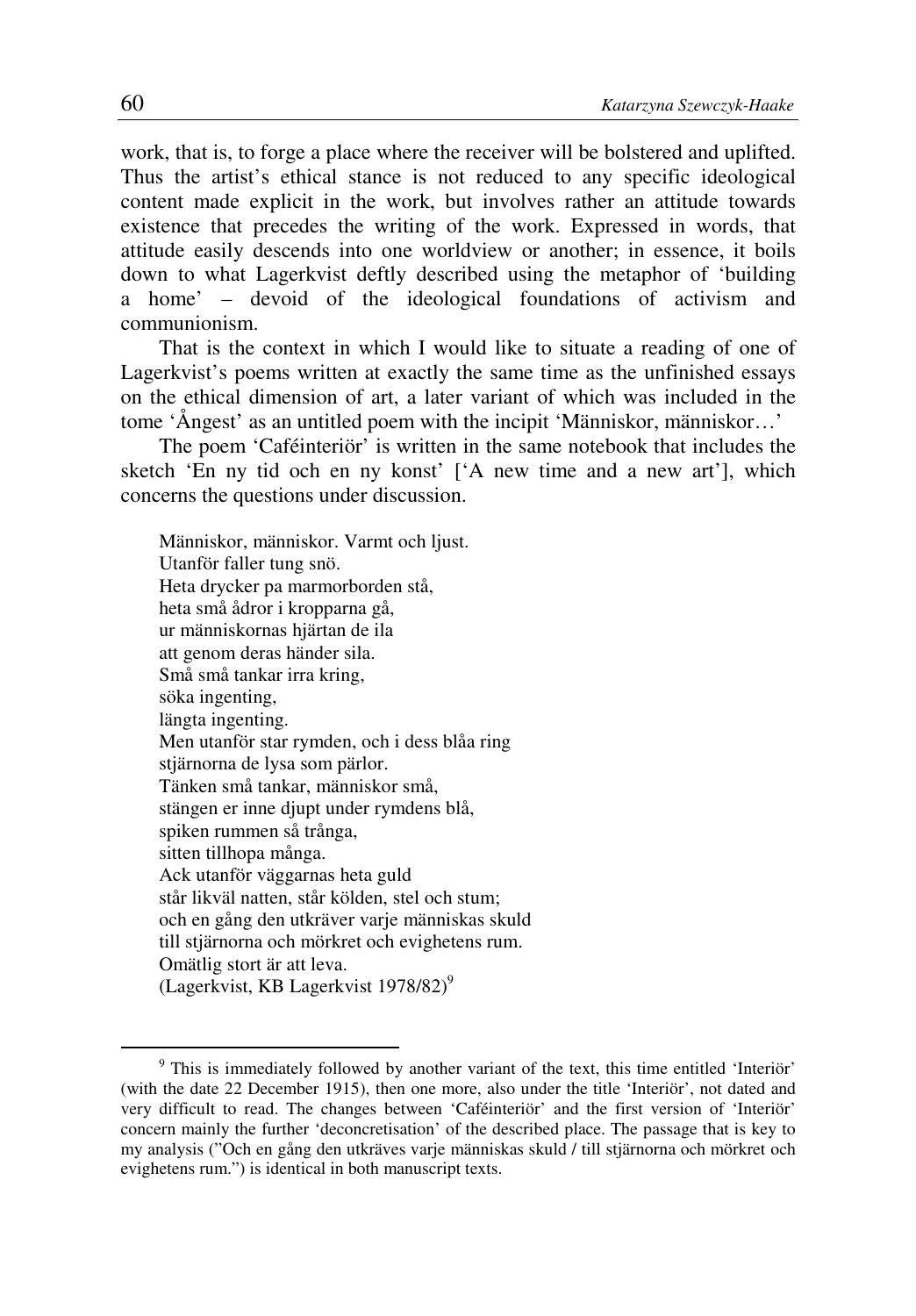work, that is, to forge a place where the receiver will be bolstered and uplifted. Thus the artist's ethical stance is not reduced to any specific ideological content made explicit in the work, but involves rather an attitude towards existence that precedes the writing of the work. Expressed in words, that attitude easily descends into one worldview or another; in essence, it boils down to what Lagerkvist deftly described using the metaphor of 'building a home' – devoid of the ideological foundations of activism and communionism.

That is the context in which I would like to situate a reading of one of Lagerkvist's poems written at exactly the same time as the unfinished essays on the ethical dimension of art, a later variant of which was included in the tome 'Ångest' as an untitled poem with the incipit 'Människor, människor…'

The poem 'Caféinteriör' is written in the same notebook that includes the sketch 'En ny tid och en ny konst' ['A new time and a new art'], which concerns the questions under discussion.

> Människor, människor. Varmt och ljust.
> Utanför faller tung snö.
> Heta drycker pa marmorborden stå,
> heta små ådror i kropparna gå,
> ur människornas hjärtan de ila
> att genom deras händer sila.
> Små små tankar irra kring,
> söka ingenting,
> längta ingenting.
> Men utanför star rymden, och i dess blåa ring
> stjärnorna de lysa som pärlor.
> Tänken små tankar, människor små,
> stängen er inne djupt under rymdens blå,
> spiken rummen så trånga,
> sitten tillhopa många.
> Ack utanför väggarnas heta guld
> står likväl natten, står kölden, stel och stum;
> och en gång den utkräver varje människas skuld
> till stjärnorna och mörkret och evighetens rum.
> Omätlig stort är att leva.
> (Lagerkvist, KB Lagerkvist 1978/82)[9]

---

[9] This is immediately followed by another variant of the text, this time entitled 'Interiör' (with the date 22 December 1915), then one more, also under the title 'Interiör', not dated and very difficult to read. The changes between 'Caféinteriör' and the first version of 'Interiör' concern mainly the further 'deconcretisation' of the described place. The passage that is key to my analysis ("Och en gång den utkräves varje människas skuld / till stjärnorna och mörkret och evighetens rum.") is identical in both manuscript texts.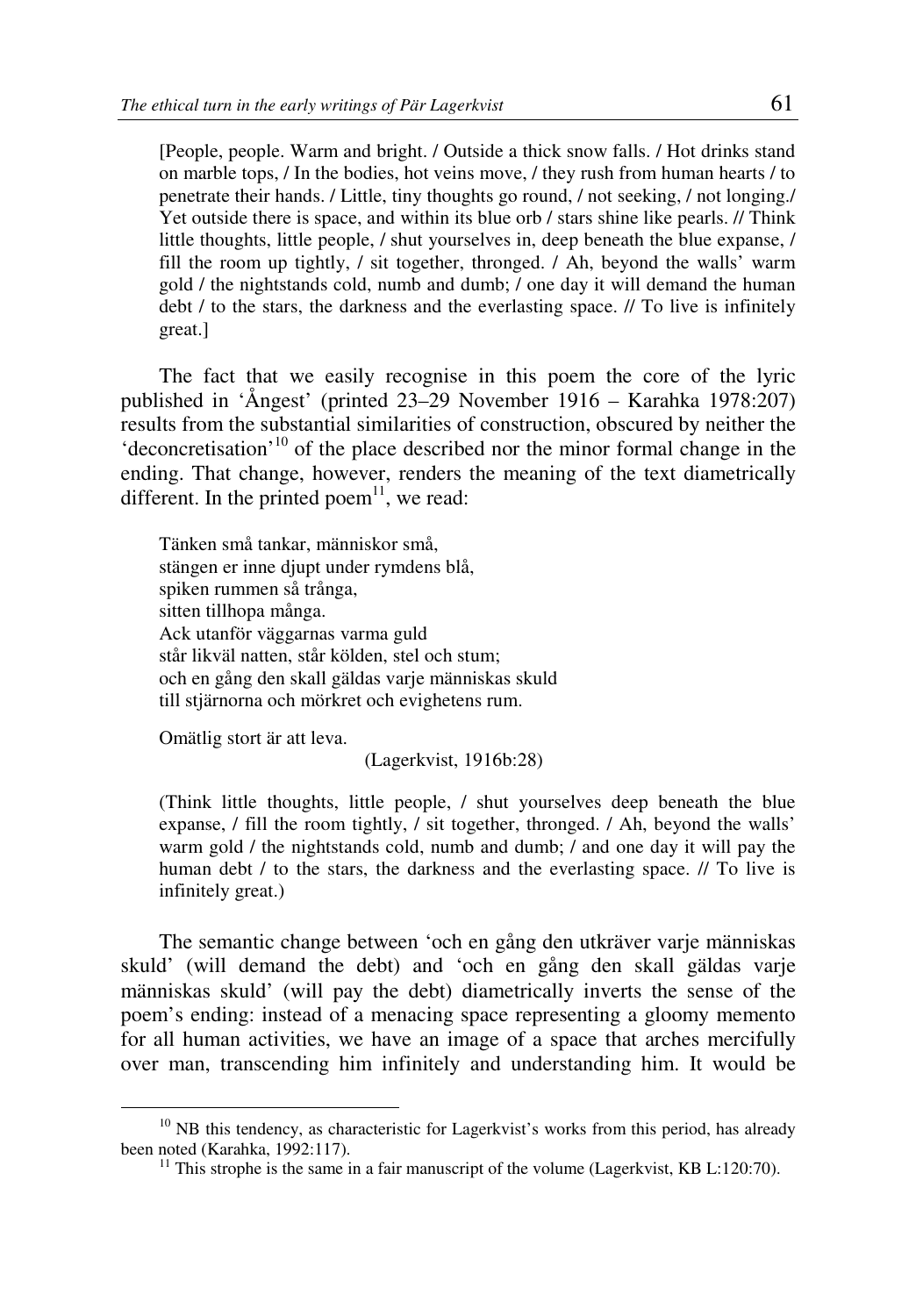[People, people. Warm and bright. / Outside a thick snow falls. / Hot drinks stand on marble tops, / In the bodies, hot veins move, / they rush from human hearts / to penetrate their hands. / Little, tiny thoughts go round, / not seeking, / not longing./ Yet outside there is space, and within its blue orb / stars shine like pearls. // Think little thoughts, little people, / shut yourselves in, deep beneath the blue expanse, / fill the room up tightly, / sit together, thronged. / Ah, beyond the walls' warm gold / the nightstands cold, numb and dumb; / one day it will demand the human debt / to the stars, the darkness and the everlasting space. // To live is infinitely great.]

The fact that we easily recognise in this poem the core of the lyric published in 'Ångest' (printed 23–29 November 1916 – Karahka 1978:207) results from the substantial similarities of construction, obscured by neither the 'deconcretisation'[10] of the place described nor the minor formal change in the ending. That change, however, renders the meaning of the text diametrically different. In the printed poem[11], we read:

Tänken små tankar, människor små,
stängen er inne djupt under rymdens blå,
spiken rummen så trånga,
sitten tillhopa många.
Ack utanför väggarnas varma guld
står likväl natten, står kölden, stel och stum;
och en gång den skall gäldas varje människas skuld
till stjärnorna och mörkret och evighetens rum.

Omätlig stort är att leva.

(Lagerkvist, 1916b:28)

(Think little thoughts, little people, / shut yourselves deep beneath the blue expanse, / fill the room tightly, / sit together, thronged. / Ah, beyond the walls' warm gold / the nightstands cold, numb and dumb; / and one day it will pay the human debt / to the stars, the darkness and the everlasting space. // To live is infinitely great.)

The semantic change between 'och en gång den utkräver varje människas skuld' (will demand the debt) and 'och en gång den skall gäldas varje människas skuld' (will pay the debt) diametrically inverts the sense of the poem's ending: instead of a menacing space representing a gloomy memento for all human activities, we have an image of a space that arches mercifully over man, transcending him infinitely and understanding him. It would be

---

[10] NB this tendency, as characteristic for Lagerkvist's works from this period, has already been noted (Karahka, 1992:117).

[11] This strophe is the same in a fair manuscript of the volume (Lagerkvist, KB L:120:70).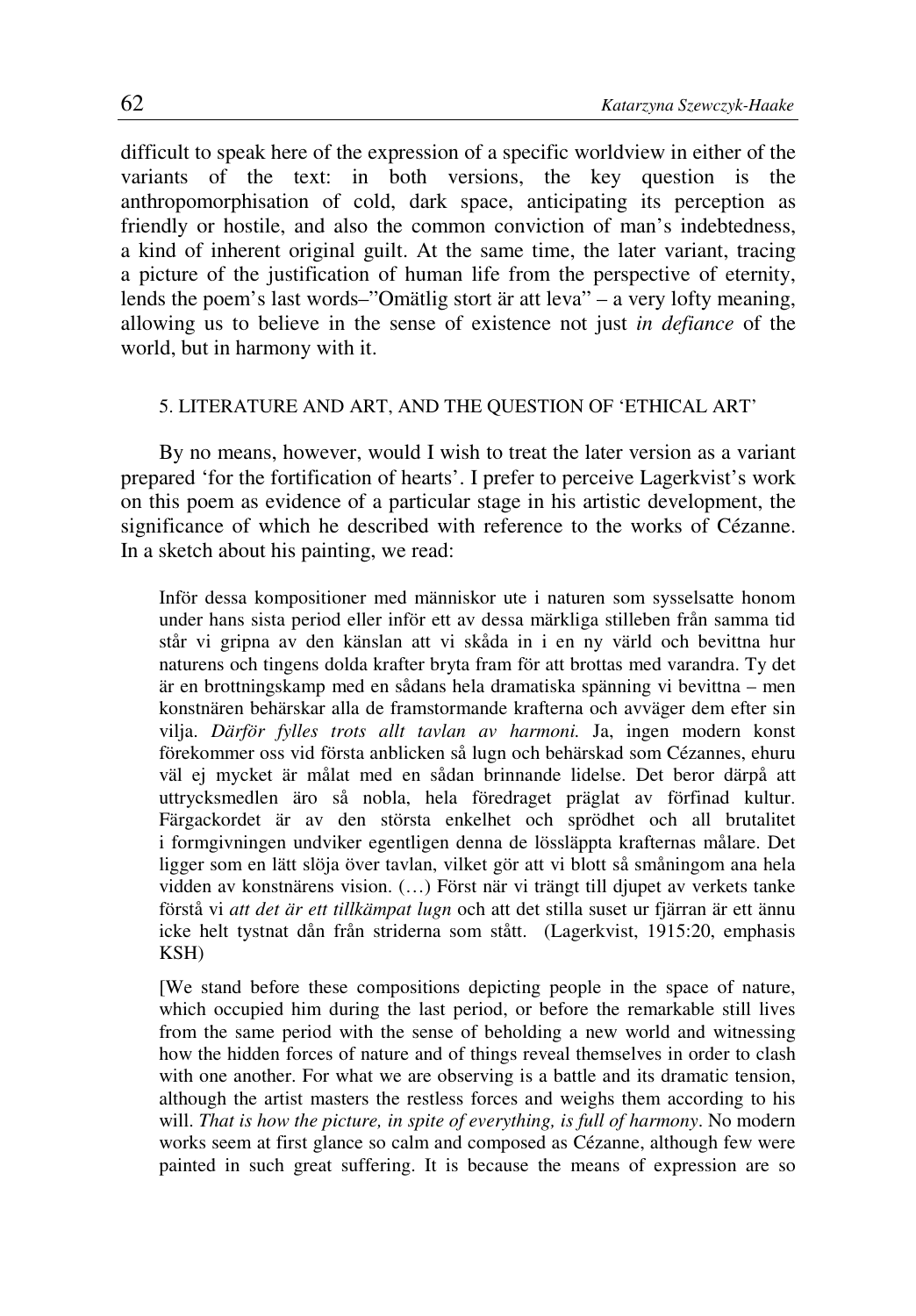difficult to speak here of the expression of a specific worldview in either of the variants of the text: in both versions, the key question is the anthropomorphisation of cold, dark space, anticipating its perception as friendly or hostile, and also the common conviction of man's indebtedness, a kind of inherent original guilt. At the same time, the later variant, tracing a picture of the justification of human life from the perspective of eternity, lends the poem's last words–"Omätlig stort är att leva" – a very lofty meaning, allowing us to believe in the sense of existence not just *in defiance* of the world, but in harmony with it.

## 5. LITERATURE AND ART, AND THE QUESTION OF 'ETHICAL ART'

By no means, however, would I wish to treat the later version as a variant prepared 'for the fortification of hearts'. I prefer to perceive Lagerkvist's work on this poem as evidence of a particular stage in his artistic development, the significance of which he described with reference to the works of Cézanne. In a sketch about his painting, we read:

> Inför dessa kompositioner med människor ute i naturen som sysselsatte honom under hans sista period eller inför ett av dessa märkliga stilleben från samma tid står vi gripna av den känslan att vi skåda in i en ny värld och bevittna hur naturens och tingens dolda krafter bryta fram för att brottas med varandra. Ty det är en brottningskamp med en sådans hela dramatiska spänning vi bevittna – men konstnären behärskar alla de framstormande krafterna och avväger dem efter sin vilja. *Därför fylles trots allt tavlan av harmoni.* Ja, ingen modern konst förekommer oss vid första anblicken så lugn och behärskad som Cézannes, ehuru väl ej mycket är målat med en sådan brinnande lidelse. Det beror därpå att uttrycksmedlen äro så nobla, hela föredraget präglat av förfinad kultur. Färgackordet är av den största enkelhet och sprödhet och all brutalitet i formgivningen undviker egentligen denna de lössläppta krafternas målare. Det ligger som en lätt slöja över tavlan, vilket gör att vi blott så småningom ana hela vidden av konstnärens vision. (…) Först när vi trängt till djupet av verkets tanke förstå vi *att det är ett tillkämpat lugn* och att det stilla suset ur fjärran är ett ännu icke helt tystnat dån från striderna som stått. (Lagerkvist, 1915:20, emphasis KSH)
>
> [We stand before these compositions depicting people in the space of nature, which occupied him during the last period, or before the remarkable still lives from the same period with the sense of beholding a new world and witnessing how the hidden forces of nature and of things reveal themselves in order to clash with one another. For what we are observing is a battle and its dramatic tension, although the artist masters the restless forces and weighs them according to his will. *That is how the picture, in spite of everything, is full of harmony*. No modern works seem at first glance so calm and composed as Cézanne, although few were painted in such great suffering. It is because the means of expression are so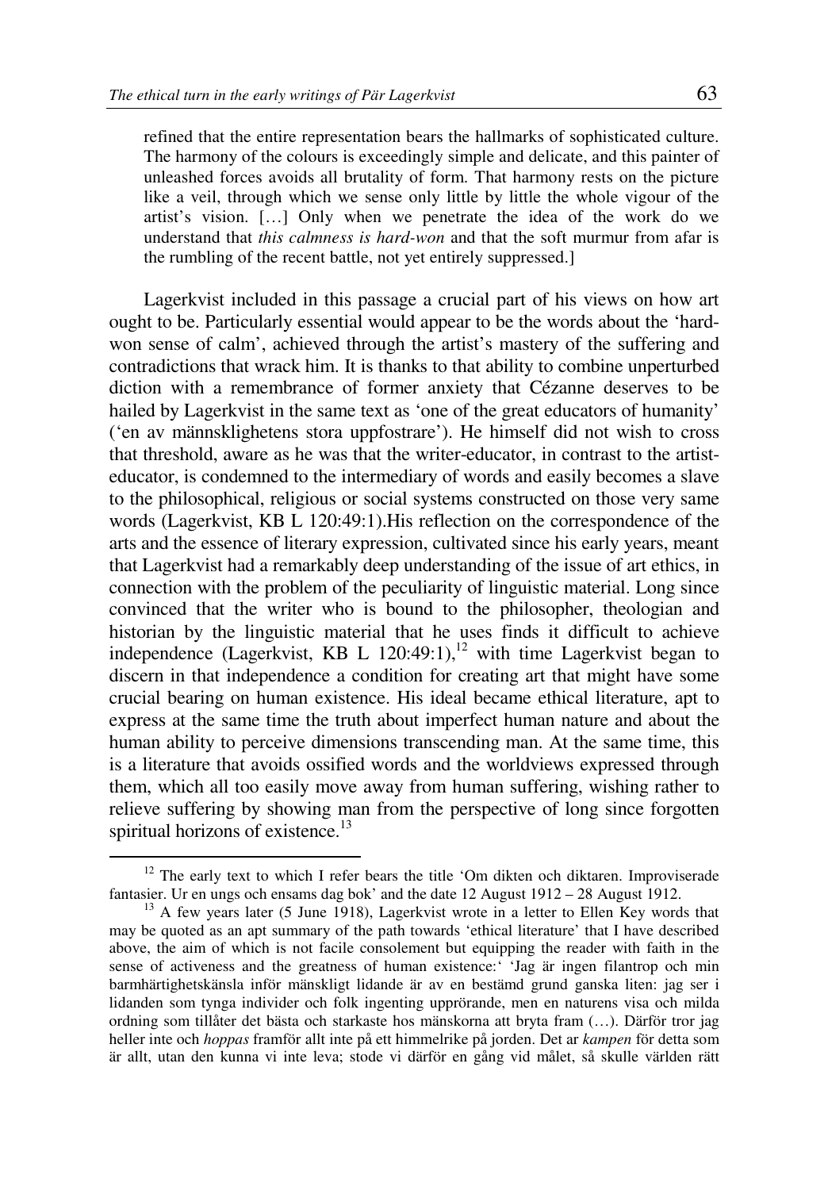refined that the entire representation bears the hallmarks of sophisticated culture. The harmony of the colours is exceedingly simple and delicate, and this painter of unleashed forces avoids all brutality of form. That harmony rests on the picture like a veil, through which we sense only little by little the whole vigour of the artist's vision. […] Only when we penetrate the idea of the work do we understand that *this calmness is hard-won* and that the soft murmur from afar is the rumbling of the recent battle, not yet entirely suppressed.]

Lagerkvist included in this passage a crucial part of his views on how art ought to be. Particularly essential would appear to be the words about the 'hard-won sense of calm', achieved through the artist's mastery of the suffering and contradictions that wrack him. It is thanks to that ability to combine unperturbed diction with a remembrance of former anxiety that Cézanne deserves to be hailed by Lagerkvist in the same text as 'one of the great educators of humanity' ('en av mänsklighetens stora uppfostrare'). He himself did not wish to cross that threshold, aware as he was that the writer-educator, in contrast to the artist-educator, is condemned to the intermediary of words and easily becomes a slave to the philosophical, religious or social systems constructed on those very same words (Lagerkvist, KB L 120:49:1).His reflection on the correspondence of the arts and the essence of literary expression, cultivated since his early years, meant that Lagerkvist had a remarkably deep understanding of the issue of art ethics, in connection with the problem of the peculiarity of linguistic material. Long since convinced that the writer who is bound to the philosopher, theologian and historian by the linguistic material that he uses finds it difficult to achieve independence (Lagerkvist, KB L 120:49:1),[12] with time Lagerkvist began to discern in that independence a condition for creating art that might have some crucial bearing on human existence. His ideal became ethical literature, apt to express at the same time the truth about imperfect human nature and about the human ability to perceive dimensions transcending man. At the same time, this is a literature that avoids ossified words and the worldviews expressed through them, which all too easily move away from human suffering, wishing rather to relieve suffering by showing man from the perspective of long since forgotten spiritual horizons of existence.[13]

---

[12] The early text to which I refer bears the title 'Om dikten och diktaren. Improviserade fantasier. Ur en ungs och ensams dag bok' and the date 12 August 1912 – 28 August 1912.

[13] A few years later (5 June 1918), Lagerkvist wrote in a letter to Ellen Key words that may be quoted as an apt summary of the path towards 'ethical literature' that I have described above, the aim of which is not facile consolement but equipping the reader with faith in the sense of activeness and the greatness of human existence:' 'Jag är ingen filantrop och min barmhärtighetskänsla inför mänskligt lidande är av en bestämd grund ganska liten: jag ser i lidanden som tynga individer och folk ingenting upprörande, men en naturens visa och milda ordning som tillåter det bästa och starkaste hos mänskorna att bryta fram (…). Därför tror jag heller inte och *hoppas* framför allt inte på ett himmelrike på jorden. Det är *kampen* för detta som är allt, utan den kunna vi inte leva; stode vi därför en gång vid målet, så skulle världen rätt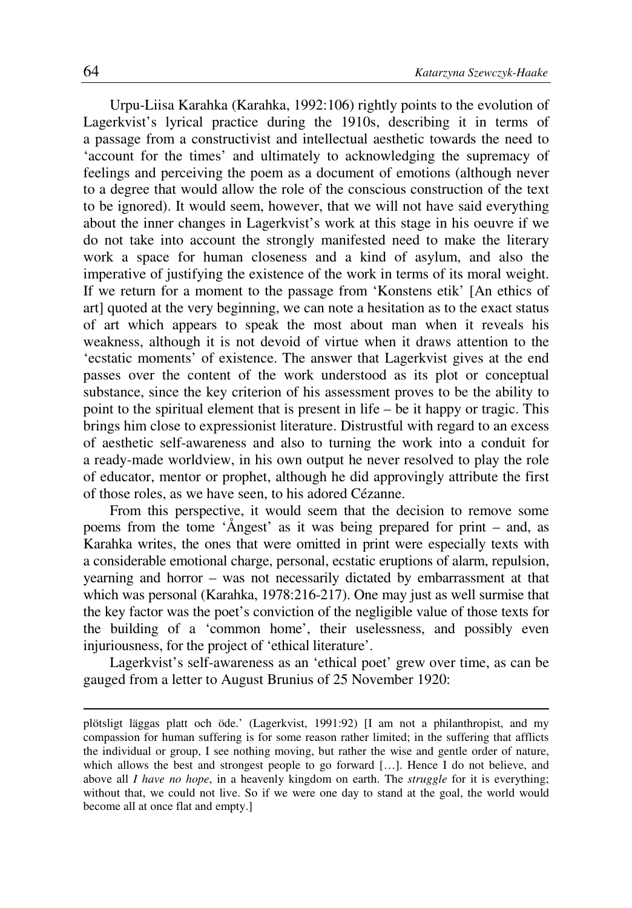Urpu-Liisa Karahka (Karahka, 1992:106) rightly points to the evolution of Lagerkvist's lyrical practice during the 1910s, describing it in terms of a passage from a constructivist and intellectual aesthetic towards the need to 'account for the times' and ultimately to acknowledging the supremacy of feelings and perceiving the poem as a document of emotions (although never to a degree that would allow the role of the conscious construction of the text to be ignored). It would seem, however, that we will not have said everything about the inner changes in Lagerkvist's work at this stage in his oeuvre if we do not take into account the strongly manifested need to make the literary work a space for human closeness and a kind of asylum, and also the imperative of justifying the existence of the work in terms of its moral weight. If we return for a moment to the passage from 'Konstens etik' [An ethics of art] quoted at the very beginning, we can note a hesitation as to the exact status of art which appears to speak the most about man when it reveals his weakness, although it is not devoid of virtue when it draws attention to the 'ecstatic moments' of existence. The answer that Lagerkvist gives at the end passes over the content of the work understood as its plot or conceptual substance, since the key criterion of his assessment proves to be the ability to point to the spiritual element that is present in life – be it happy or tragic. This brings him close to expressionist literature. Distrustful with regard to an excess of aesthetic self-awareness and also to turning the work into a conduit for a ready-made worldview, in his own output he never resolved to play the role of educator, mentor or prophet, although he did approvingly attribute the first of those roles, as we have seen, to his adored Cézanne.

From this perspective, it would seem that the decision to remove some poems from the tome 'Ångest' as it was being prepared for print – and, as Karahka writes, the ones that were omitted in print were especially texts with a considerable emotional charge, personal, ecstatic eruptions of alarm, repulsion, yearning and horror – was not necessarily dictated by embarrassment at that which was personal (Karahka, 1978:216-217). One may just as well surmise that the key factor was the poet's conviction of the negligible value of those texts for the building of a 'common home', their uselessness, and possibly even injuriousness, for the project of 'ethical literature'.

Lagerkvist's self-awareness as an 'ethical poet' grew over time, as can be gauged from a letter to August Brunius of 25 November 1920:

---

plötsligt läggas platt och öde.' (Lagerkvist, 1991:92) [I am not a philanthropist, and my compassion for human suffering is for some reason rather limited; in the suffering that afflicts the individual or group, I see nothing moving, but rather the wise and gentle order of nature, which allows the best and strongest people to go forward […]. Hence I do not believe, and above all *I have no hope*, in a heavenly kingdom on earth. The *struggle* for it is everything; without that, we could not live. So if we were one day to stand at the goal, the world would become all at once flat and empty.]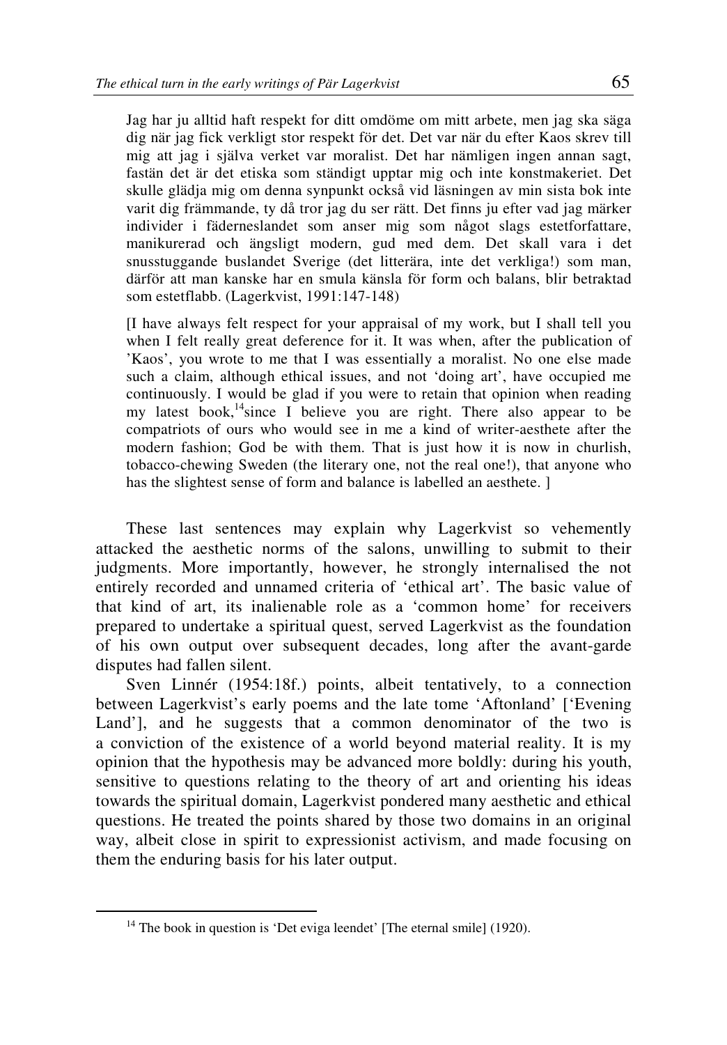Jag har ju alltid haft respekt for ditt omdöme om mitt arbete, men jag ska säga dig när jag fick verkligt stor respekt för det. Det var när du efter Kaos skrev till mig att jag i själva verket var moralist. Det har nämligen ingen annan sagt, fastän det är det etiska som ständigt upptar mig och inte konstmakeriet. Det skulle glädja mig om denna synpunkt också vid läsningen av min sista bok inte varit dig främmande, ty då tror jag du ser rätt. Det finns ju efter vad jag märker individer i fäderneslandet som anser mig som något slags estetforfattare, manikurerad och ängsligt modern, gud med dem. Det skall vara i det snusstuggande buslandet Sverige (det litterära, inte det verkliga!) som man, därför att man kanske har en smula känsla för form och balans, blir betraktad som estetflabb. (Lagerkvist, 1991:147-148)

[I have always felt respect for your appraisal of my work, but I shall tell you when I felt really great deference for it. It was when, after the publication of 'Kaos', you wrote to me that I was essentially a moralist. No one else made such a claim, although ethical issues, and not 'doing art', have occupied me continuously. I would be glad if you were to retain that opinion when reading my latest book,[14]since I believe you are right. There also appear to be compatriots of ours who would see in me a kind of writer-aesthete after the modern fashion; God be with them. That is just how it is now in churlish, tobacco-chewing Sweden (the literary one, not the real one!), that anyone who has the slightest sense of form and balance is labelled an aesthete. ]

These last sentences may explain why Lagerkvist so vehemently attacked the aesthetic norms of the salons, unwilling to submit to their judgments. More importantly, however, he strongly internalised the not entirely recorded and unnamed criteria of 'ethical art'. The basic value of that kind of art, its inalienable role as a 'common home' for receivers prepared to undertake a spiritual quest, served Lagerkvist as the foundation of his own output over subsequent decades, long after the avant-garde disputes had fallen silent.

Sven Linnér (1954:18f.) points, albeit tentatively, to a connection between Lagerkvist's early poems and the late tome 'Aftonland' ['Evening Land'], and he suggests that a common denominator of the two is a conviction of the existence of a world beyond material reality. It is my opinion that the hypothesis may be advanced more boldly: during his youth, sensitive to questions relating to the theory of art and orienting his ideas towards the spiritual domain, Lagerkvist pondered many aesthetic and ethical questions. He treated the points shared by those two domains in an original way, albeit close in spirit to expressionist activism, and made focusing on them the enduring basis for his later output.

[14] The book in question is 'Det eviga leendet' [The eternal smile] (1920).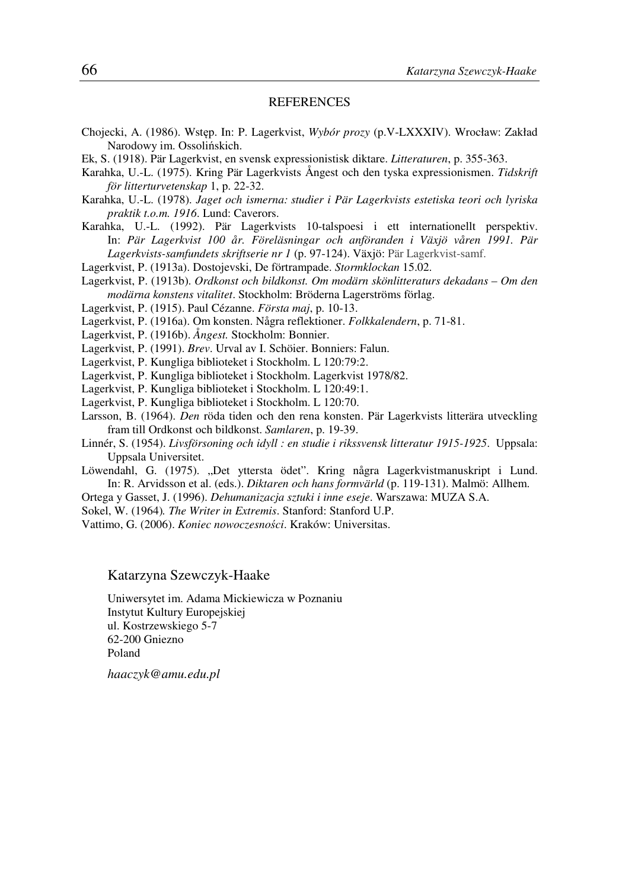## REFERENCES

Chojecki, A. (1986). Wstęp. In: P. Lagerkvist, *Wybór prozy* (p.V-LXXXIV). Wrocław: Zakład Narodowy im. Ossolińskich.

Ek, S. (1918). Pär Lagerkvist, en svensk expressionistisk diktare. *Litteraturen*, p. 355-363.

Karahka, U.-L. (1975). Kring Pär Lagerkvists Ångest och den tyska expressionismen. *Tidskrift för litterturvetenskap* 1, p. 22-32.

Karahka, U.-L. (1978). *Jaget och ismerna: studier i Pär Lagerkvists estetiska teori och lyriska praktik t.o.m. 1916*. Lund: Caverors.

Karahka, U.-L. (1992). Pär Lagerkvists 10-talspoesi i ett internationellt perspektiv. In: *Pär Lagerkvist 100 år. Föreläsningar och anföranden i Växjö våren 1991. Pär Lagerkvists-samfundets skriftserie nr 1* (p. 97-124). Växjö: Pär Lagerkvist-samf.

Lagerkvist, P. (1913a). Dostojevski, De förtrampade. *Stormklockan* 15.02.

Lagerkvist, P. (1913b). *Ordkonst och bildkonst. Om modärn skönlitteraturs dekadans – Om den modärna konstens vitalitet*. Stockholm: Bröderna Lagerströms förlag.

Lagerkvist, P. (1915). Paul Cézanne. *Första maj*, p. 10-13.

Lagerkvist, P. (1916a). Om konsten. Några reflektioner. *Folkkalendern*, p. 71-81.

Lagerkvist, P. (1916b). *Ångest.* Stockholm: Bonnier.

Lagerkvist, P. (1991). *Brev*. Urval av I. Schöier. Bonniers: Falun.

Lagerkvist, P. Kungliga biblioteket i Stockholm. L 120:79:2.

Lagerkvist, P. Kungliga biblioteket i Stockholm. Lagerkvist 1978/82.

Lagerkvist, P. Kungliga biblioteket i Stockholm. L 120:49:1.

Lagerkvist, P. Kungliga biblioteket i Stockholm. L 120:70.

Larsson, B. (1964). *Den* röda tiden och den rena konsten. Pär Lagerkvists litterära utveckling fram till Ordkonst och bildkonst. *Samlaren*, p. 19-39.

Linnér, S. (1954). *Livsförsoning och idyll : en studie i rikssvensk litteratur 1915-1925*. Uppsala: Uppsala Universitet.

Löwendahl, G. (1975). „Det yttersta ödet". Kring några Lagerkvistmanuskript i Lund. In: R. Arvidsson et al. (eds.). *Diktaren och hans formvärld* (p. 119-131). Malmö: Allhem.

Ortega y Gasset, J. (1996). *Dehumanizacja sztuki i inne eseje*. Warszawa: MUZA S.A.

Sokel, W. (1964)*. The Writer in Extremis*. Stanford: Stanford U.P.

Vattimo, G. (2006). *Koniec nowoczesności*. Kraków: Universitas.

Katarzyna Szewczyk-Haake

Uniwersytet im. Adama Mickiewicza w Poznaniu
Instytut Kultury Europejskiej
ul. Kostrzewskiego 5-7
62-200 Gniezno
Poland

*haaczyk@amu.edu.pl*